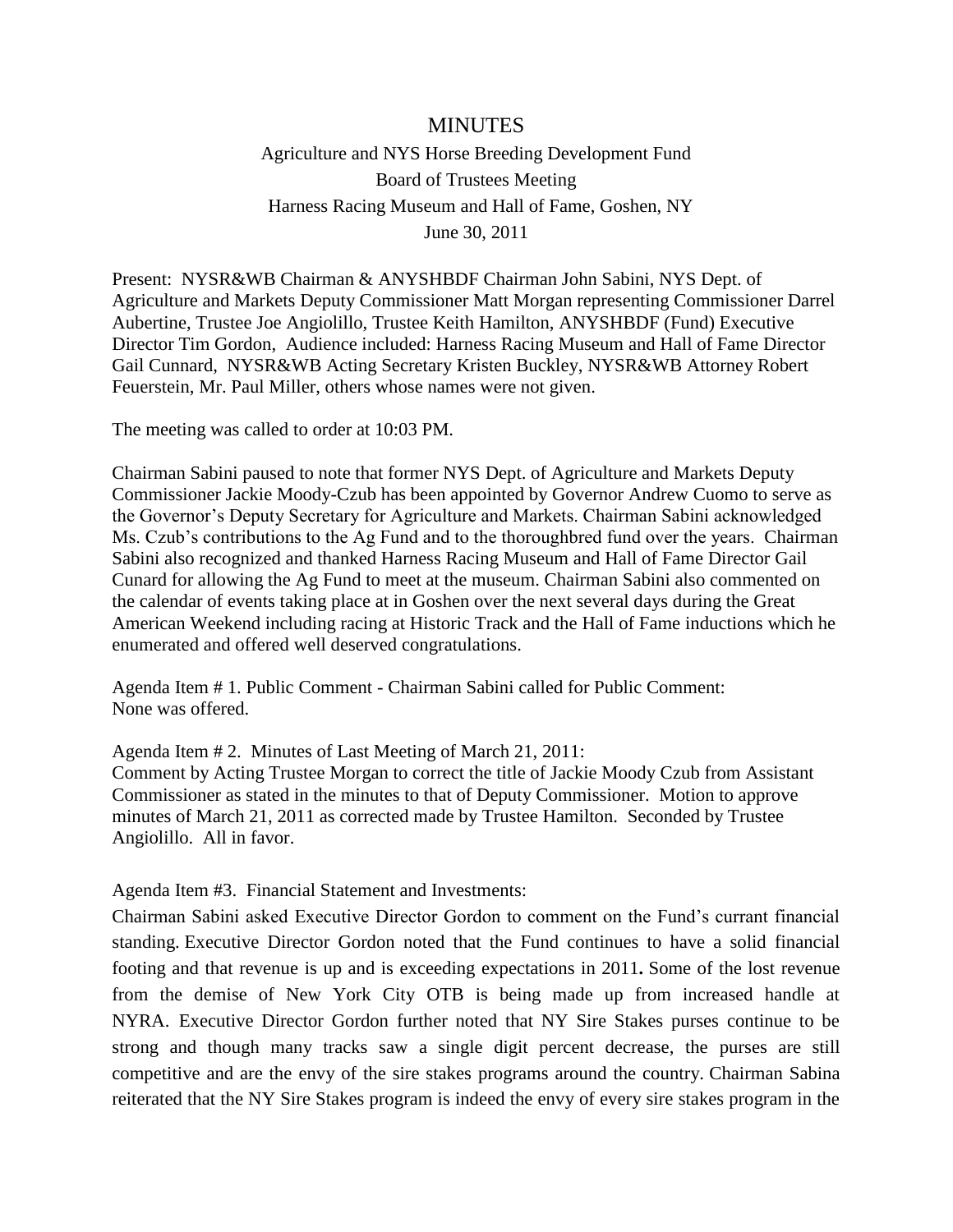# MINUTES

Agriculture and NYS Horse Breeding Development Fund
Board of Trustees Meeting
Harness Racing Museum and Hall of Fame, Goshen, NY
June 30, 2011

Present: NYSR&WB Chairman & ANYSHBDF Chairman John Sabini, NYS Dept. of Agriculture and Markets Deputy Commissioner Matt Morgan representing Commissioner Darrel Aubertine, Trustee Joe Angiolillo, Trustee Keith Hamilton, ANYSHBDF (Fund) Executive Director Tim Gordon, Audience included: Harness Racing Museum and Hall of Fame Director Gail Cunnard, NYSR&WB Acting Secretary Kristen Buckley, NYSR&WB Attorney Robert Feuerstein, Mr. Paul Miller, others whose names were not given.

The meeting was called to order at 10:03 PM.

Chairman Sabini paused to note that former NYS Dept. of Agriculture and Markets Deputy Commissioner Jackie Moody-Czub has been appointed by Governor Andrew Cuomo to serve as the Governor's Deputy Secretary for Agriculture and Markets. Chairman Sabini acknowledged Ms. Czub's contributions to the Ag Fund and to the thoroughbred fund over the years. Chairman Sabini also recognized and thanked Harness Racing Museum and Hall of Fame Director Gail Cunard for allowing the Ag Fund to meet at the museum. Chairman Sabini also commented on the calendar of events taking place at in Goshen over the next several days during the Great American Weekend including racing at Historic Track and the Hall of Fame inductions which he enumerated and offered well deserved congratulations.

Agenda Item # 1. Public Comment - Chairman Sabini called for Public Comment: None was offered.

Agenda Item # 2. Minutes of Last Meeting of March 21, 2011:
Comment by Acting Trustee Morgan to correct the title of Jackie Moody Czub from Assistant Commissioner as stated in the minutes to that of Deputy Commissioner. Motion to approve minutes of March 21, 2011 as corrected made by Trustee Hamilton. Seconded by Trustee Angiolillo. All in favor.

Agenda Item #3. Financial Statement and Investments:
Chairman Sabini asked Executive Director Gordon to comment on the Fund's currant financial standing. Executive Director Gordon noted that the Fund continues to have a solid financial footing and that revenue is up and is exceeding expectations in 2011**.** Some of the lost revenue from the demise of New York City OTB is being made up from increased handle at NYRA. Executive Director Gordon further noted that NY Sire Stakes purses continue to be strong and though many tracks saw a single digit percent decrease, the purses are still competitive and are the envy of the sire stakes programs around the country. Chairman Sabina reiterated that the NY Sire Stakes program is indeed the envy of every sire stakes program in the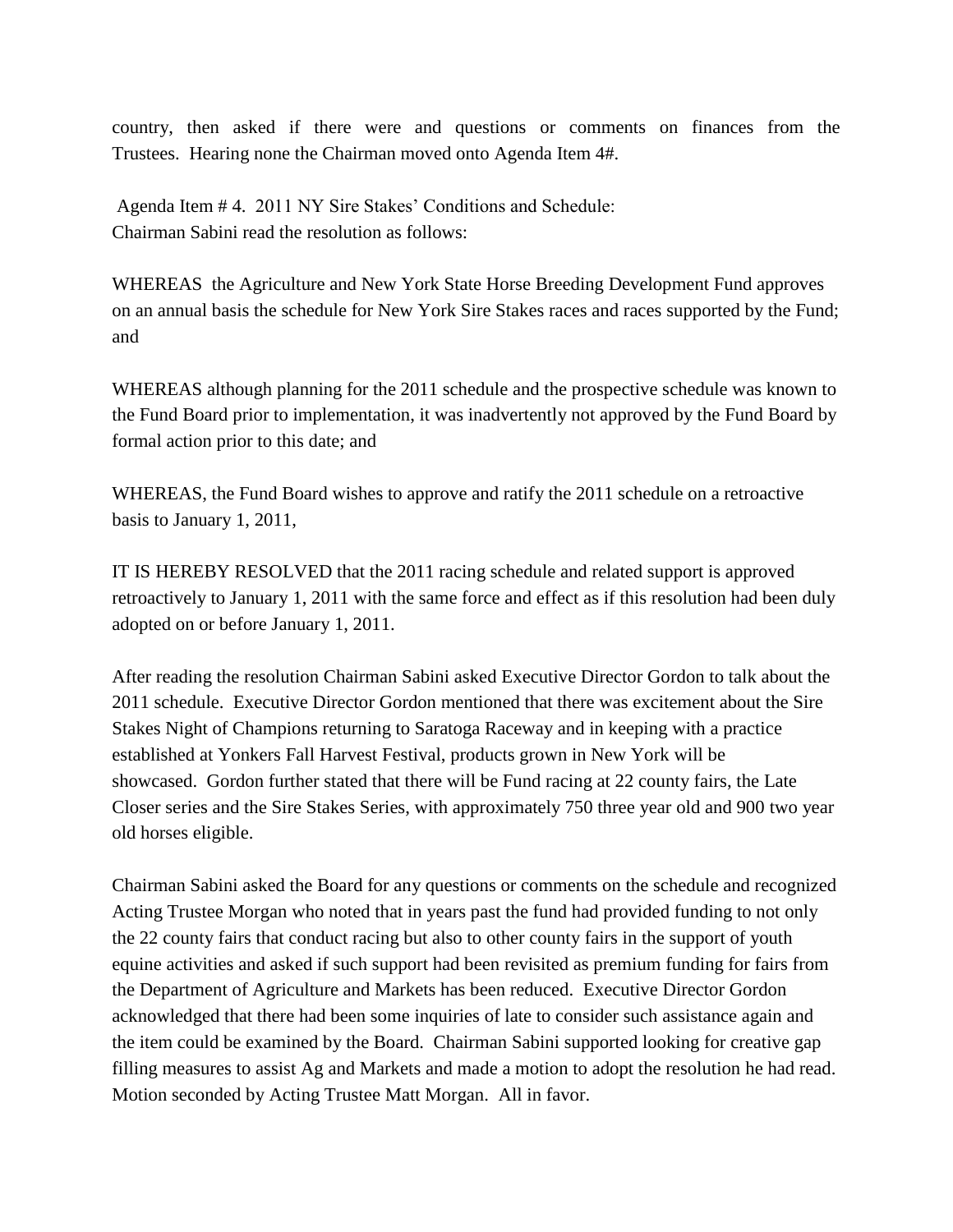country, then asked if there were and questions or comments on finances from the Trustees. Hearing none the Chairman moved onto Agenda Item 4#.

Agenda Item # 4. 2011 NY Sire Stakes' Conditions and Schedule:
Chairman Sabini read the resolution as follows:

WHEREAS the Agriculture and New York State Horse Breeding Development Fund approves on an annual basis the schedule for New York Sire Stakes races and races supported by the Fund; and

WHEREAS although planning for the 2011 schedule and the prospective schedule was known to the Fund Board prior to implementation, it was inadvertently not approved by the Fund Board by formal action prior to this date; and

WHEREAS, the Fund Board wishes to approve and ratify the 2011 schedule on a retroactive basis to January 1, 2011,

IT IS HEREBY RESOLVED that the 2011 racing schedule and related support is approved retroactively to January 1, 2011 with the same force and effect as if this resolution had been duly adopted on or before January 1, 2011.

After reading the resolution Chairman Sabini asked Executive Director Gordon to talk about the 2011 schedule. Executive Director Gordon mentioned that there was excitement about the Sire Stakes Night of Champions returning to Saratoga Raceway and in keeping with a practice established at Yonkers Fall Harvest Festival, products grown in New York will be showcased. Gordon further stated that there will be Fund racing at 22 county fairs, the Late Closer series and the Sire Stakes Series, with approximately 750 three year old and 900 two year old horses eligible.

Chairman Sabini asked the Board for any questions or comments on the schedule and recognized Acting Trustee Morgan who noted that in years past the fund had provided funding to not only the 22 county fairs that conduct racing but also to other county fairs in the support of youth equine activities and asked if such support had been revisited as premium funding for fairs from the Department of Agriculture and Markets has been reduced. Executive Director Gordon acknowledged that there had been some inquiries of late to consider such assistance again and the item could be examined by the Board. Chairman Sabini supported looking for creative gap filling measures to assist Ag and Markets and made a motion to adopt the resolution he had read. Motion seconded by Acting Trustee Matt Morgan. All in favor.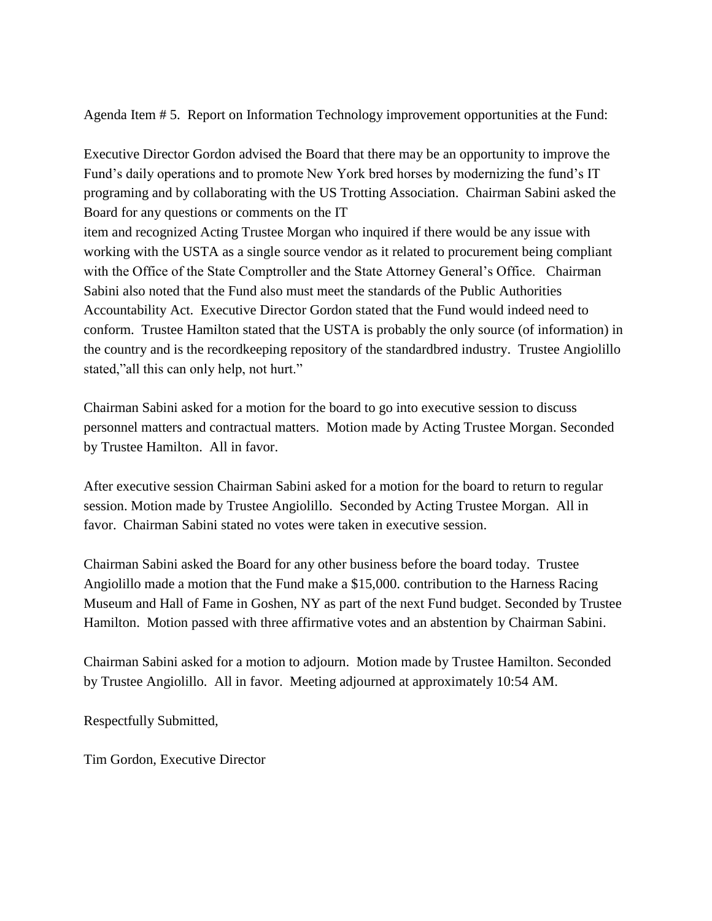Agenda Item # 5. Report on Information Technology improvement opportunities at the Fund:

Executive Director Gordon advised the Board that there may be an opportunity to improve the Fund's daily operations and to promote New York bred horses by modernizing the fund's IT programing and by collaborating with the US Trotting Association. Chairman Sabini asked the Board for any questions or comments on the IT item and recognized Acting Trustee Morgan who inquired if there would be any issue with working with the USTA as a single source vendor as it related to procurement being compliant with the Office of the State Comptroller and the State Attorney General's Office. Chairman Sabini also noted that the Fund also must meet the standards of the Public Authorities Accountability Act. Executive Director Gordon stated that the Fund would indeed need to conform. Trustee Hamilton stated that the USTA is probably the only source (of information) in the country and is the recordkeeping repository of the standardbred industry. Trustee Angiolillo stated,"all this can only help, not hurt."

Chairman Sabini asked for a motion for the board to go into executive session to discuss personnel matters and contractual matters. Motion made by Acting Trustee Morgan. Seconded by Trustee Hamilton. All in favor.

After executive session Chairman Sabini asked for a motion for the board to return to regular session. Motion made by Trustee Angiolillo. Seconded by Acting Trustee Morgan. All in favor. Chairman Sabini stated no votes were taken in executive session.

Chairman Sabini asked the Board for any other business before the board today. Trustee Angiolillo made a motion that the Fund make a $15,000. contribution to the Harness Racing Museum and Hall of Fame in Goshen, NY as part of the next Fund budget. Seconded by Trustee Hamilton. Motion passed with three affirmative votes and an abstention by Chairman Sabini.

Chairman Sabini asked for a motion to adjourn. Motion made by Trustee Hamilton. Seconded by Trustee Angiolillo. All in favor. Meeting adjourned at approximately 10:54 AM.

Respectfully Submitted,

Tim Gordon, Executive Director